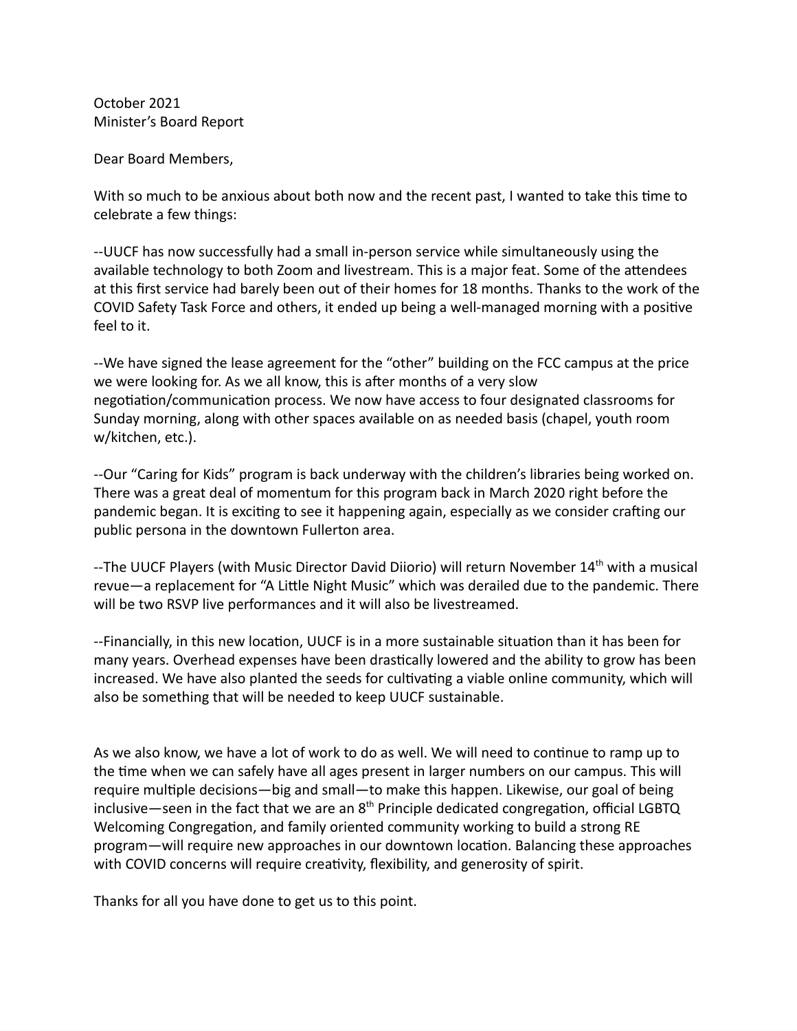October 2021
Minister's Board Report

Dear Board Members,

With so much to be anxious about both now and the recent past, I wanted to take this time to celebrate a few things:

--UUCF has now successfully had a small in-person service while simultaneously using the available technology to both Zoom and livestream. This is a major feat. Some of the attendees at this first service had barely been out of their homes for 18 months. Thanks to the work of the COVID Safety Task Force and others, it ended up being a well-managed morning with a positive feel to it.

--We have signed the lease agreement for the "other" building on the FCC campus at the price we were looking for. As we all know, this is after months of a very slow negotiation/communication process. We now have access to four designated classrooms for Sunday morning, along with other spaces available on as needed basis (chapel, youth room w/kitchen, etc.).

--Our "Caring for Kids" program is back underway with the children's libraries being worked on. There was a great deal of momentum for this program back in March 2020 right before the pandemic began. It is exciting to see it happening again, especially as we consider crafting our public persona in the downtown Fullerton area.

--The UUCF Players (with Music Director David Diiorio) will return November 14th with a musical revue—a replacement for "A Little Night Music" which was derailed due to the pandemic. There will be two RSVP live performances and it will also be livestreamed.

--Financially, in this new location, UUCF is in a more sustainable situation than it has been for many years. Overhead expenses have been drastically lowered and the ability to grow has been increased. We have also planted the seeds for cultivating a viable online community, which will also be something that will be needed to keep UUCF sustainable.

As we also know, we have a lot of work to do as well. We will need to continue to ramp up to the time when we can safely have all ages present in larger numbers on our campus. This will require multiple decisions—big and small—to make this happen. Likewise, our goal of being inclusive—seen in the fact that we are an 8th Principle dedicated congregation, official LGBTQ Welcoming Congregation, and family oriented community working to build a strong RE program—will require new approaches in our downtown location. Balancing these approaches with COVID concerns will require creativity, flexibility, and generosity of spirit.

Thanks for all you have done to get us to this point.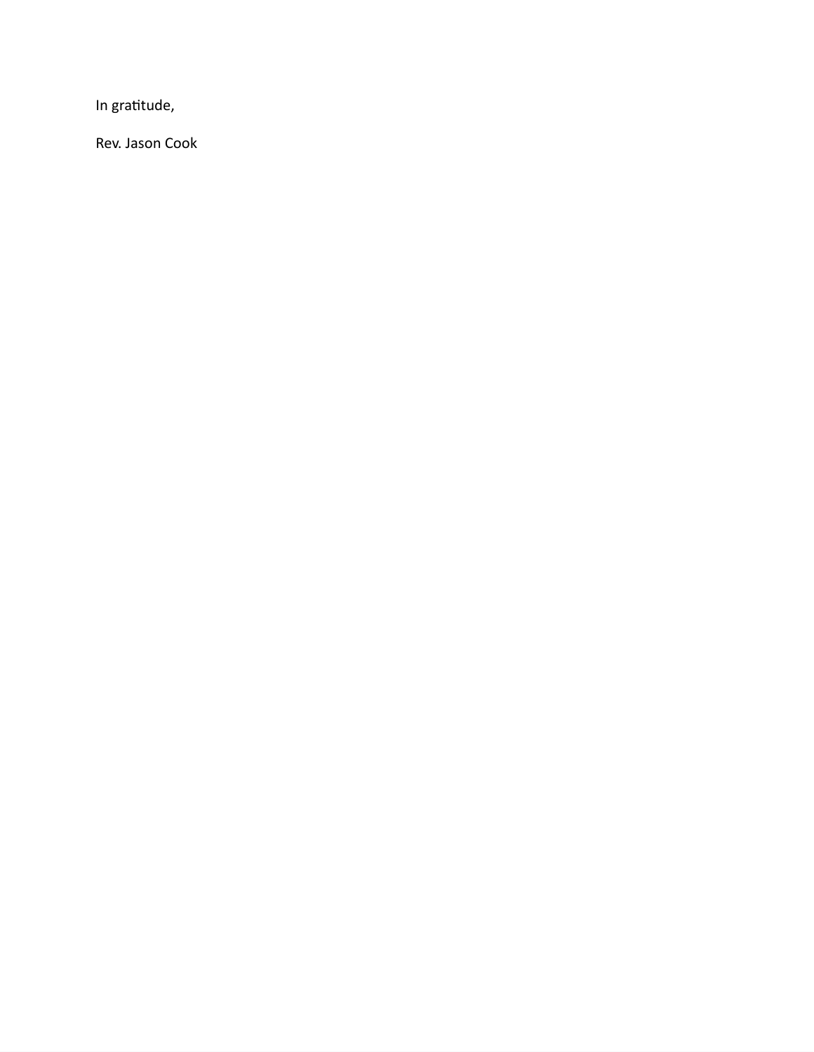In gratitude,

Rev. Jason Cook